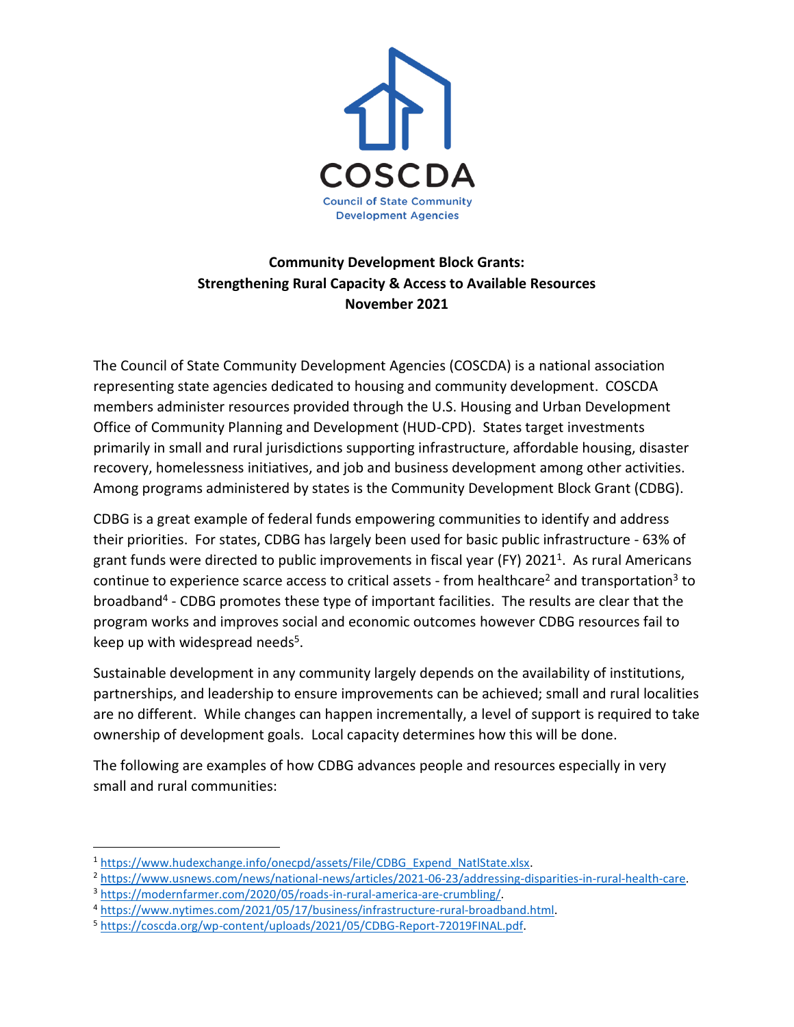COSCDA

Council of State Community Development Agencies

## Community Development Block Grants: Strengthening Rural Capacity & Access to Available Resources November 2021

The Council of State Community Development Agencies (COSCDA) is a national association representing state agencies dedicated to housing and community development. COSCDA members administer resources provided through the U.S. Housing and Urban Development Office of Community Planning and Development (HUD-CPD). States target investments primarily in small and rural jurisdictions supporting infrastructure, affordable housing, disaster recovery, homelessness initiatives, and job and business development among other activities. Among programs administered by states is the Community Development Block Grant (CDBG).

CDBG is a great example of federal funds empowering communities to identify and address their priorities. For states, CDBG has largely been used for basic public infrastructure - 63% of grant funds were directed to public improvements in fiscal year (FY) 2021[1]. As rural Americans continue to experience scarce access to critical assets - from healthcare[2] and transportation[3] to broadband[4] - CDBG promotes these type of important facilities. The results are clear that the program works and improves social and economic outcomes however CDBG resources fail to keep up with widespread needs[5].

Sustainable development in any community largely depends on the availability of institutions, partnerships, and leadership to ensure improvements can be achieved; small and rural localities are no different. While changes can happen incrementally, a level of support is required to take ownership of development goals. Local capacity determines how this will be done.

The following are examples of how CDBG advances people and resources especially in very small and rural communities:

---

[1] https://www.hudexchange.info/onecpd/assets/File/CDBG_Expend_NatlState.xlsx.

[2] https://www.usnews.com/news/national-news/articles/2021-06-23/addressing-disparities-in-rural-health-care.

[3] https://modernfarmer.com/2020/05/roads-in-rural-america-are-crumbling/.

[4] https://www.nytimes.com/2021/05/17/business/infrastructure-rural-broadband.html.

[5] https://coscda.org/wp-content/uploads/2021/05/CDBG-Report-72019FINAL.pdf.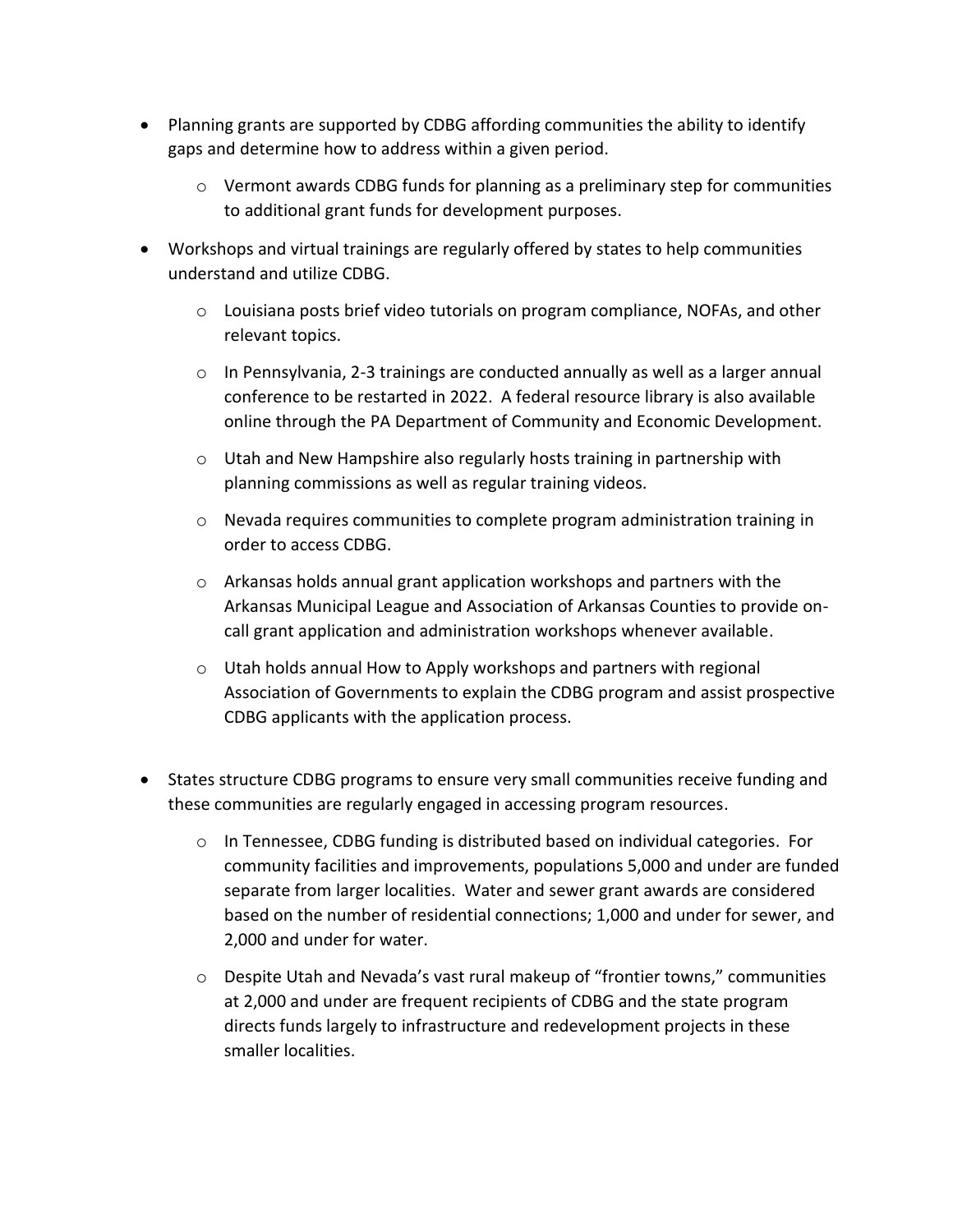- Planning grants are supported by CDBG affording communities the ability to identify gaps and determine how to address within a given period.
  - Vermont awards CDBG funds for planning as a preliminary step for communities to additional grant funds for development purposes.
- Workshops and virtual trainings are regularly offered by states to help communities understand and utilize CDBG.
  - Louisiana posts brief video tutorials on program compliance, NOFAs, and other relevant topics.
  - In Pennsylvania, 2-3 trainings are conducted annually as well as a larger annual conference to be restarted in 2022. A federal resource library is also available online through the PA Department of Community and Economic Development.
  - Utah and New Hampshire also regularly hosts training in partnership with planning commissions as well as regular training videos.
  - Nevada requires communities to complete program administration training in order to access CDBG.
  - Arkansas holds annual grant application workshops and partners with the Arkansas Municipal League and Association of Arkansas Counties to provide on-call grant application and administration workshops whenever available.
  - Utah holds annual How to Apply workshops and partners with regional Association of Governments to explain the CDBG program and assist prospective CDBG applicants with the application process.
- States structure CDBG programs to ensure very small communities receive funding and these communities are regularly engaged in accessing program resources.
  - In Tennessee, CDBG funding is distributed based on individual categories. For community facilities and improvements, populations 5,000 and under are funded separate from larger localities. Water and sewer grant awards are considered based on the number of residential connections; 1,000 and under for sewer, and 2,000 and under for water.
  - Despite Utah and Nevada's vast rural makeup of "frontier towns," communities at 2,000 and under are frequent recipients of CDBG and the state program directs funds largely to infrastructure and redevelopment projects in these smaller localities.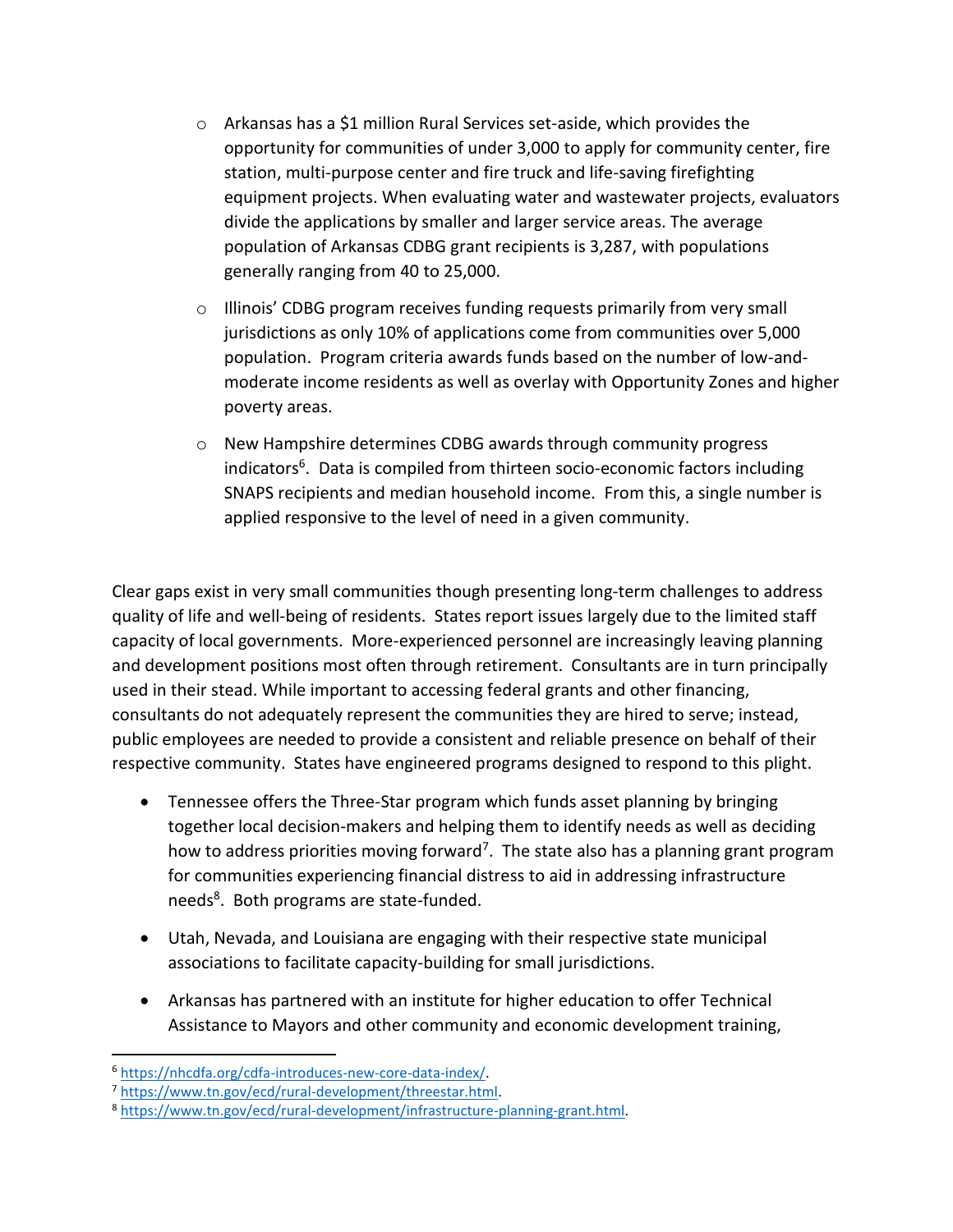- Arkansas has a $1 million Rural Services set-aside, which provides the opportunity for communities of under 3,000 to apply for community center, fire station, multi-purpose center and fire truck and life-saving firefighting equipment projects. When evaluating water and wastewater projects, evaluators divide the applications by smaller and larger service areas. The average population of Arkansas CDBG grant recipients is 3,287, with populations generally ranging from 40 to 25,000.

- Illinois' CDBG program receives funding requests primarily from very small jurisdictions as only 10% of applications come from communities over 5,000 population. Program criteria awards funds based on the number of low-and-moderate income residents as well as overlay with Opportunity Zones and higher poverty areas.

- New Hampshire determines CDBG awards through community progress indicators[6]. Data is compiled from thirteen socio-economic factors including SNAPS recipients and median household income. From this, a single number is applied responsive to the level of need in a given community.

Clear gaps exist in very small communities though presenting long-term challenges to address quality of life and well-being of residents. States report issues largely due to the limited staff capacity of local governments. More-experienced personnel are increasingly leaving planning and development positions most often through retirement. Consultants are in turn principally used in their stead. While important to accessing federal grants and other financing, consultants do not adequately represent the communities they are hired to serve; instead, public employees are needed to provide a consistent and reliable presence on behalf of their respective community. States have engineered programs designed to respond to this plight.

- Tennessee offers the Three-Star program which funds asset planning by bringing together local decision-makers and helping them to identify needs as well as deciding how to address priorities moving forward[7]. The state also has a planning grant program for communities experiencing financial distress to aid in addressing infrastructure needs[8]. Both programs are state-funded.

- Utah, Nevada, and Louisiana are engaging with their respective state municipal associations to facilitate capacity-building for small jurisdictions.

- Arkansas has partnered with an institute for higher education to offer Technical Assistance to Mayors and other community and economic development training,

---

[6] https://nhcdfa.org/cdfa-introduces-new-core-data-index/.

[7] https://www.tn.gov/ecd/rural-development/threestar.html.

[8] https://www.tn.gov/ecd/rural-development/infrastructure-planning-grant.html.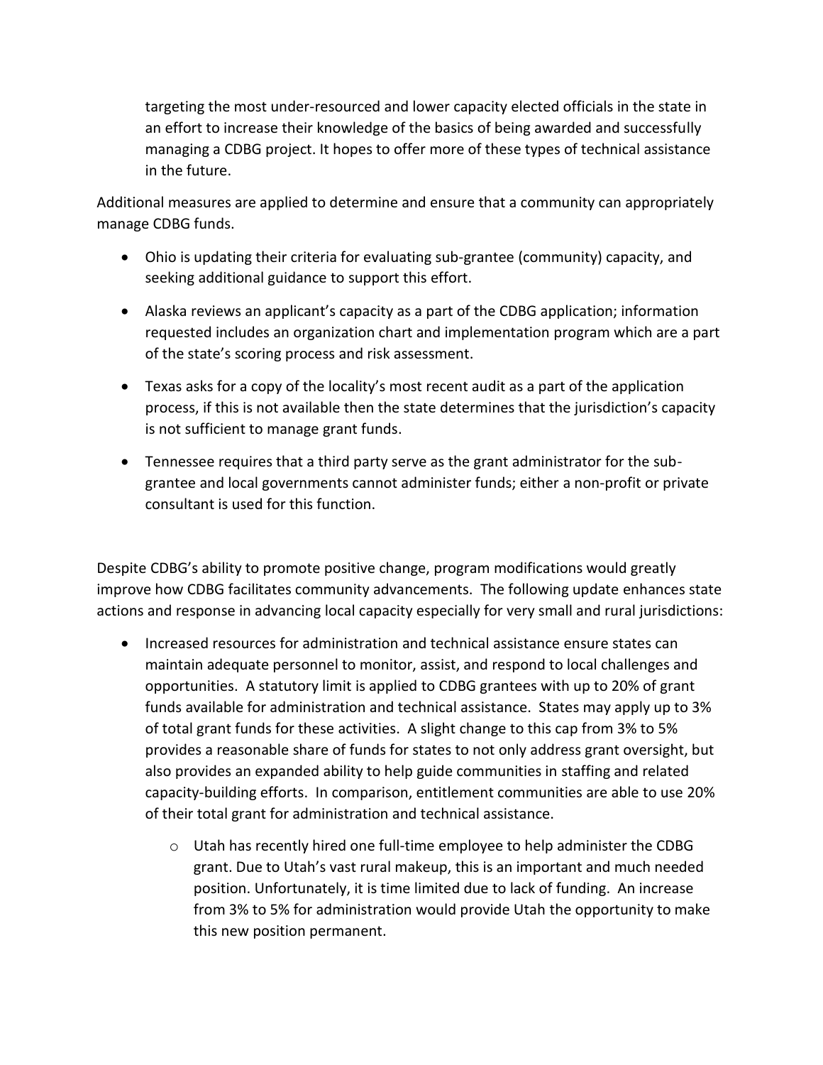targeting the most under-resourced and lower capacity elected officials in the state in an effort to increase their knowledge of the basics of being awarded and successfully managing a CDBG project. It hopes to offer more of these types of technical assistance in the future.

Additional measures are applied to determine and ensure that a community can appropriately manage CDBG funds.

- Ohio is updating their criteria for evaluating sub-grantee (community) capacity, and seeking additional guidance to support this effort.
- Alaska reviews an applicant's capacity as a part of the CDBG application; information requested includes an organization chart and implementation program which are a part of the state's scoring process and risk assessment.
- Texas asks for a copy of the locality's most recent audit as a part of the application process, if this is not available then the state determines that the jurisdiction's capacity is not sufficient to manage grant funds.
- Tennessee requires that a third party serve as the grant administrator for the sub-grantee and local governments cannot administer funds; either a non-profit or private consultant is used for this function.

Despite CDBG's ability to promote positive change, program modifications would greatly improve how CDBG facilitates community advancements. The following update enhances state actions and response in advancing local capacity especially for very small and rural jurisdictions:

- Increased resources for administration and technical assistance ensure states can maintain adequate personnel to monitor, assist, and respond to local challenges and opportunities. A statutory limit is applied to CDBG grantees with up to 20% of grant funds available for administration and technical assistance. States may apply up to 3% of total grant funds for these activities. A slight change to this cap from 3% to 5% provides a reasonable share of funds for states to not only address grant oversight, but also provides an expanded ability to help guide communities in staffing and related capacity-building efforts. In comparison, entitlement communities are able to use 20% of their total grant for administration and technical assistance.
  - Utah has recently hired one full-time employee to help administer the CDBG grant. Due to Utah's vast rural makeup, this is an important and much needed position. Unfortunately, it is time limited due to lack of funding. An increase from 3% to 5% for administration would provide Utah the opportunity to make this new position permanent.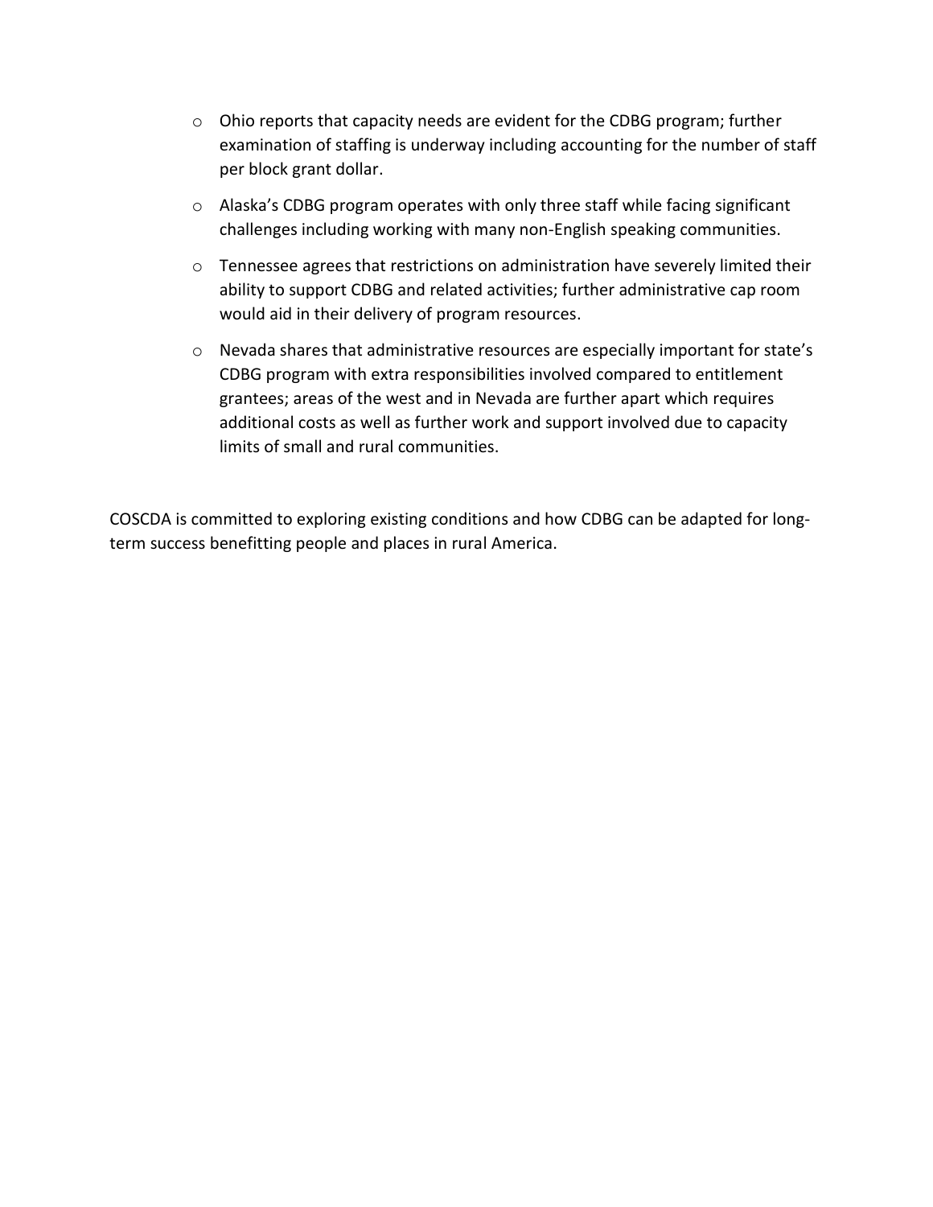- Ohio reports that capacity needs are evident for the CDBG program; further examination of staffing is underway including accounting for the number of staff per block grant dollar.
- Alaska's CDBG program operates with only three staff while facing significant challenges including working with many non-English speaking communities.
- Tennessee agrees that restrictions on administration have severely limited their ability to support CDBG and related activities; further administrative cap room would aid in their delivery of program resources.
- Nevada shares that administrative resources are especially important for state's CDBG program with extra responsibilities involved compared to entitlement grantees; areas of the west and in Nevada are further apart which requires additional costs as well as further work and support involved due to capacity limits of small and rural communities.

COSCDA is committed to exploring existing conditions and how CDBG can be adapted for long-term success benefitting people and places in rural America.